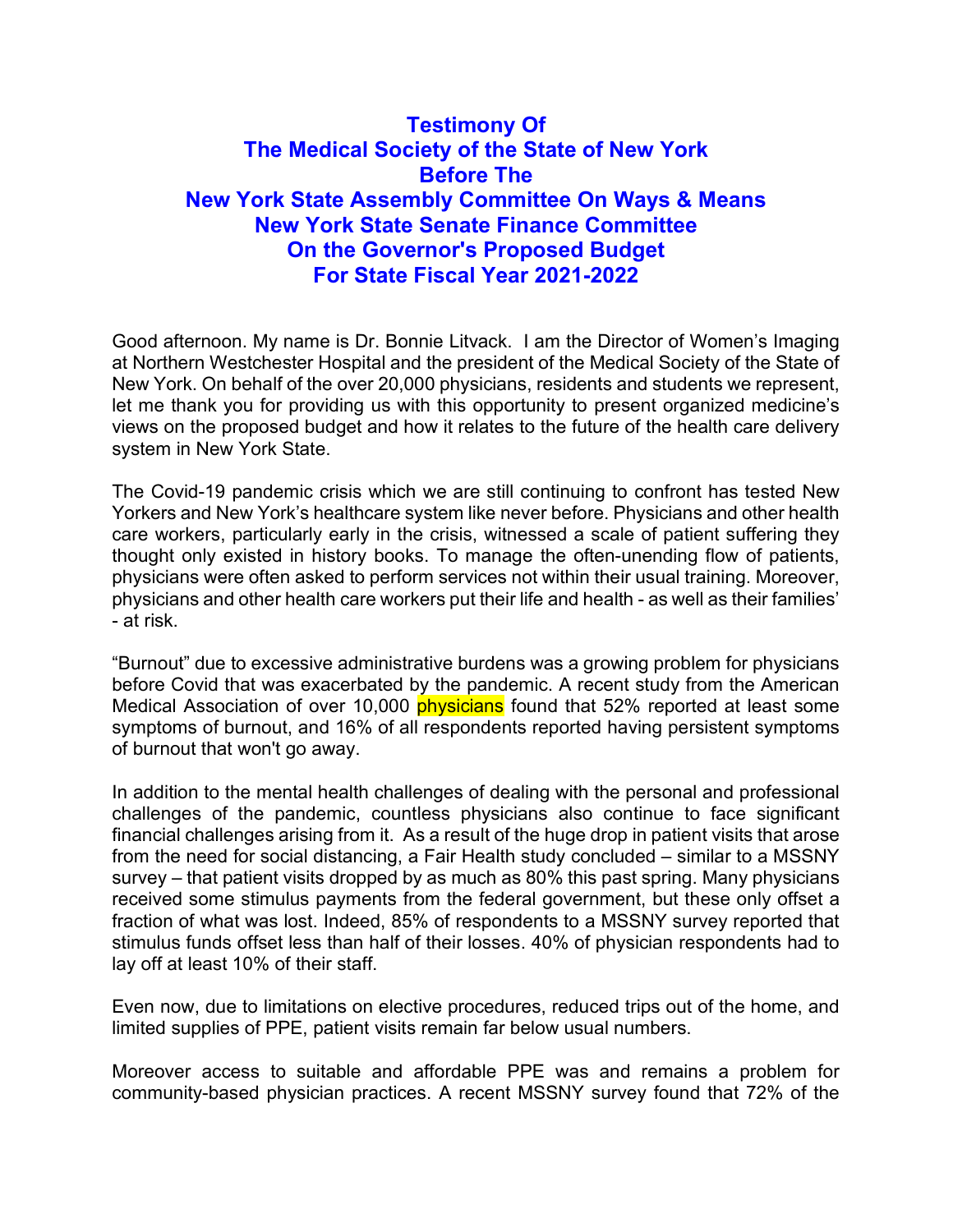# Testimony Of
# The Medical Society of the State of New York
# Before The
# New York State Assembly Committee On Ways & Means
# New York State Senate Finance Committee
# On the Governor's Proposed Budget
# For State Fiscal Year 2021-2022

Good afternoon. My name is Dr. Bonnie Litvack. I am the Director of Women's Imaging at Northern Westchester Hospital and the president of the Medical Society of the State of New York. On behalf of the over 20,000 physicians, residents and students we represent, let me thank you for providing us with this opportunity to present organized medicine's views on the proposed budget and how it relates to the future of the health care delivery system in New York State.

The Covid-19 pandemic crisis which we are still continuing to confront has tested New Yorkers and New York's healthcare system like never before. Physicians and other health care workers, particularly early in the crisis, witnessed a scale of patient suffering they thought only existed in history books. To manage the often-unending flow of patients, physicians were often asked to perform services not within their usual training. Moreover, physicians and other health care workers put their life and health - as well as their families' - at risk.

"Burnout" due to excessive administrative burdens was a growing problem for physicians before Covid that was exacerbated by the pandemic. A recent study from the American Medical Association of over 10,000 physicians found that 52% reported at least some symptoms of burnout, and 16% of all respondents reported having persistent symptoms of burnout that won't go away.

In addition to the mental health challenges of dealing with the personal and professional challenges of the pandemic, countless physicians also continue to face significant financial challenges arising from it. As a result of the huge drop in patient visits that arose from the need for social distancing, a Fair Health study concluded – similar to a MSSNY survey – that patient visits dropped by as much as 80% this past spring. Many physicians received some stimulus payments from the federal government, but these only offset a fraction of what was lost. Indeed, 85% of respondents to a MSSNY survey reported that stimulus funds offset less than half of their losses. 40% of physician respondents had to lay off at least 10% of their staff.

Even now, due to limitations on elective procedures, reduced trips out of the home, and limited supplies of PPE, patient visits remain far below usual numbers.

Moreover access to suitable and affordable PPE was and remains a problem for community-based physician practices. A recent MSSNY survey found that 72% of the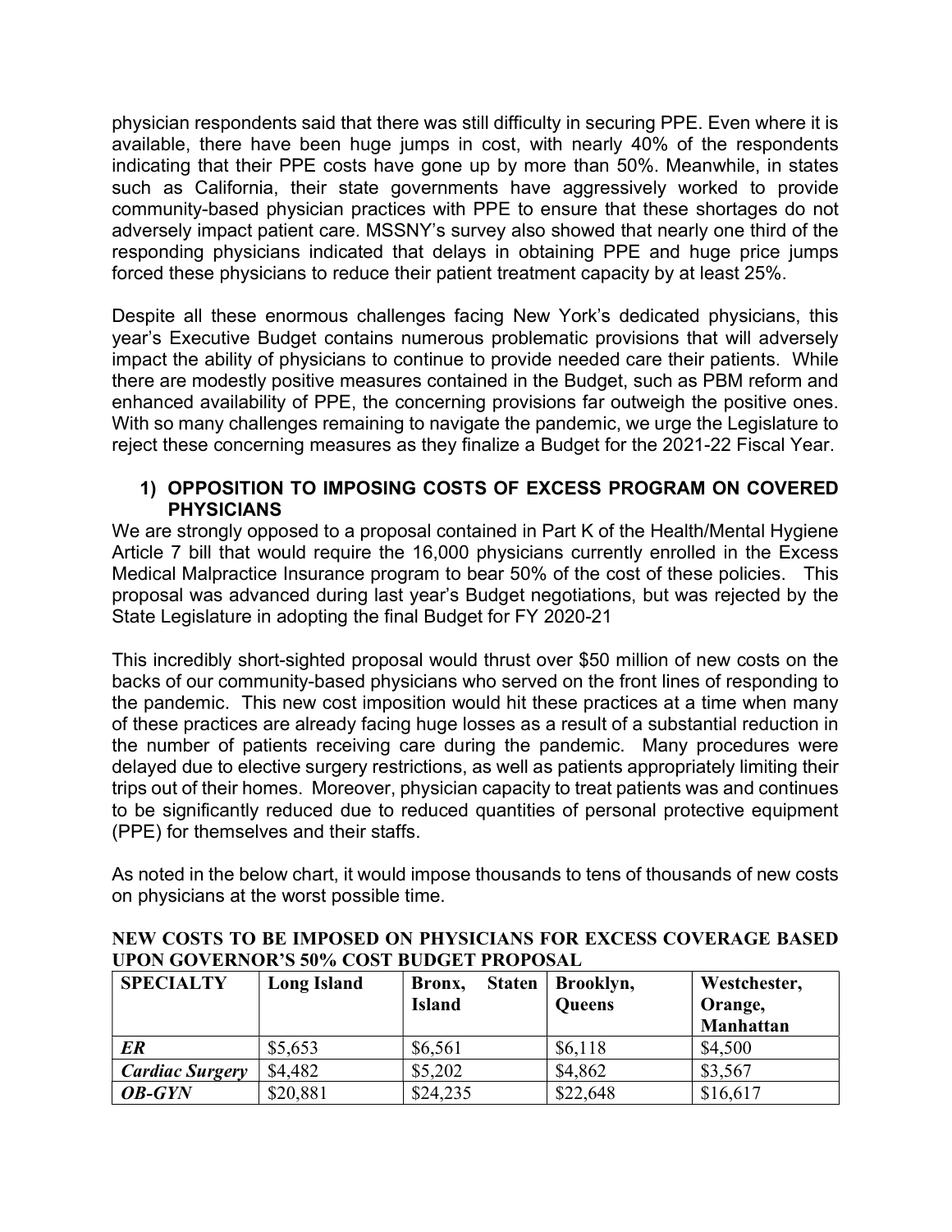physician respondents said that there was still difficulty in securing PPE. Even where it is available, there have been huge jumps in cost, with nearly 40% of the respondents indicating that their PPE costs have gone up by more than 50%. Meanwhile, in states such as California, their state governments have aggressively worked to provide community-based physician practices with PPE to ensure that these shortages do not adversely impact patient care. MSSNY's survey also showed that nearly one third of the responding physicians indicated that delays in obtaining PPE and huge price jumps forced these physicians to reduce their patient treatment capacity by at least 25%.

Despite all these enormous challenges facing New York's dedicated physicians, this year's Executive Budget contains numerous problematic provisions that will adversely impact the ability of physicians to continue to provide needed care their patients. While there are modestly positive measures contained in the Budget, such as PBM reform and enhanced availability of PPE, the concerning provisions far outweigh the positive ones. With so many challenges remaining to navigate the pandemic, we urge the Legislature to reject these concerning measures as they finalize a Budget for the 2021-22 Fiscal Year.

## 1) OPPOSITION TO IMPOSING COSTS OF EXCESS PROGRAM ON COVERED PHYSICIANS

We are strongly opposed to a proposal contained in Part K of the Health/Mental Hygiene Article 7 bill that would require the 16,000 physicians currently enrolled in the Excess Medical Malpractice Insurance program to bear 50% of the cost of these policies. This proposal was advanced during last year's Budget negotiations, but was rejected by the State Legislature in adopting the final Budget for FY 2020-21

This incredibly short-sighted proposal would thrust over $50 million of new costs on the backs of our community-based physicians who served on the front lines of responding to the pandemic. This new cost imposition would hit these practices at a time when many of these practices are already facing huge losses as a result of a substantial reduction in the number of patients receiving care during the pandemic. Many procedures were delayed due to elective surgery restrictions, as well as patients appropriately limiting their trips out of their homes. Moreover, physician capacity to treat patients was and continues to be significantly reduced due to reduced quantities of personal protective equipment (PPE) for themselves and their staffs.

As noted in the below chart, it would impose thousands to tens of thousands of new costs on physicians at the worst possible time.

**NEW COSTS TO BE IMPOSED ON PHYSICIANS FOR EXCESS COVERAGE BASED UPON GOVERNOR'S 50% COST BUDGET PROPOSAL**

| SPECIALTY | Long Island | Bronx, Staten Island | Brooklyn, Queens | Westchester, Orange, Manhattan |
|---|---|---|---|---|
| ***ER*** | $5,653 | $6,561 | $6,118 | $4,500 |
| ***Cardiac Surgery*** | $4,482 | $5,202 | $4,862 | $3,567 |
| ***OB-GYN*** | $20,881 | $24,235 | $22,648 | $16,617 |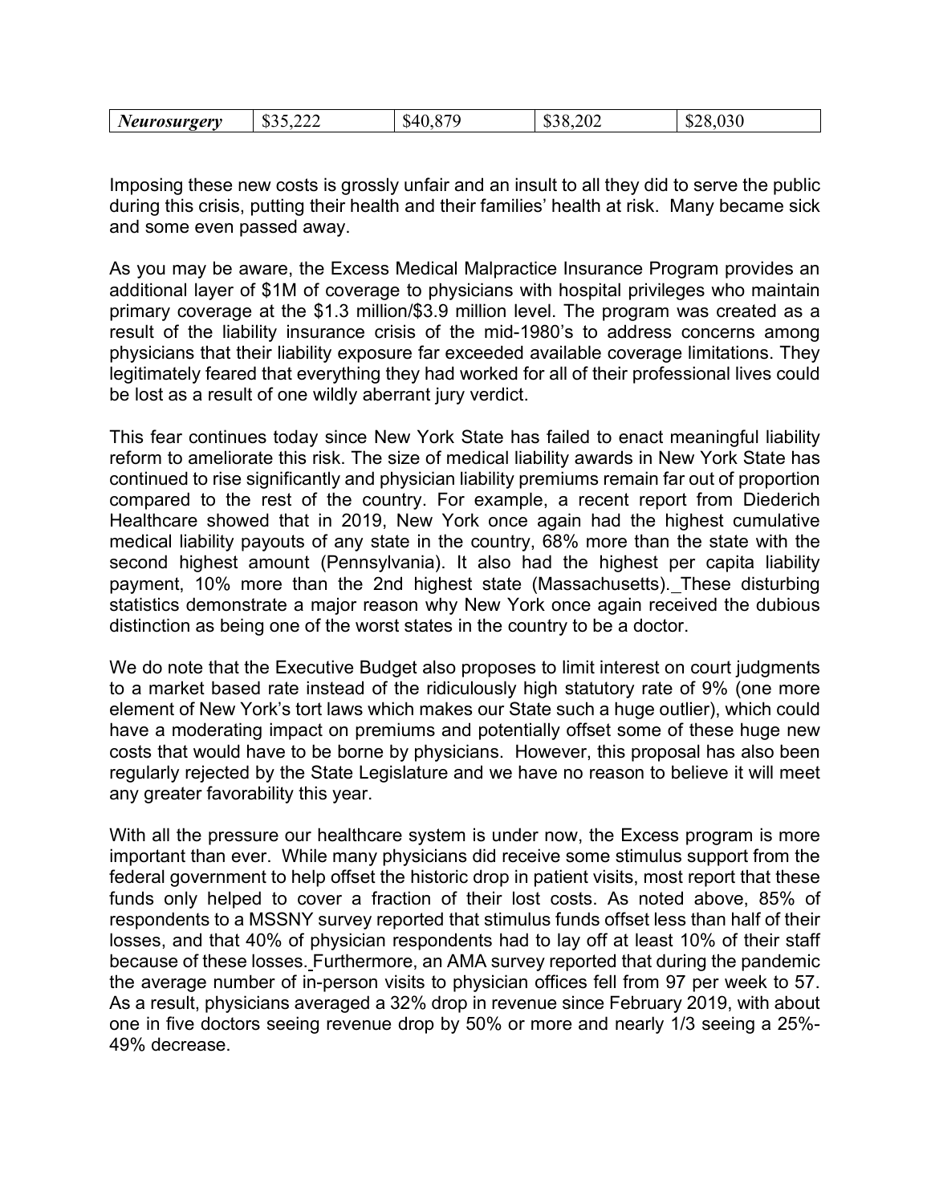| *Neurosurgery* | $35,222 | $40,879 | $38,202 | $28,030 |
|---|---|---|---|---|

Imposing these new costs is grossly unfair and an insult to all they did to serve the public during this crisis, putting their health and their families' health at risk. Many became sick and some even passed away.

As you may be aware, the Excess Medical Malpractice Insurance Program provides an additional layer of $1M of coverage to physicians with hospital privileges who maintain primary coverage at the $1.3 million/$3.9 million level. The program was created as a result of the liability insurance crisis of the mid-1980's to address concerns among physicians that their liability exposure far exceeded available coverage limitations. They legitimately feared that everything they had worked for all of their professional lives could be lost as a result of one wildly aberrant jury verdict.

This fear continues today since New York State has failed to enact meaningful liability reform to ameliorate this risk. The size of medical liability awards in New York State has continued to rise significantly and physician liability premiums remain far out of proportion compared to the rest of the country. For example, a recent report from Diederich Healthcare showed that in 2019, New York once again had the highest cumulative medical liability payouts of any state in the country, 68% more than the state with the second highest amount (Pennsylvania). It also had the highest per capita liability payment, 10% more than the 2nd highest state (Massachusetts). These disturbing statistics demonstrate a major reason why New York once again received the dubious distinction as being one of the worst states in the country to be a doctor.

We do note that the Executive Budget also proposes to limit interest on court judgments to a market based rate instead of the ridiculously high statutory rate of 9% (one more element of New York's tort laws which makes our State such a huge outlier), which could have a moderating impact on premiums and potentially offset some of these huge new costs that would have to be borne by physicians. However, this proposal has also been regularly rejected by the State Legislature and we have no reason to believe it will meet any greater favorability this year.

With all the pressure our healthcare system is under now, the Excess program is more important than ever. While many physicians did receive some stimulus support from the federal government to help offset the historic drop in patient visits, most report that these funds only helped to cover a fraction of their lost costs. As noted above, 85% of respondents to a MSSNY survey reported that stimulus funds offset less than half of their losses, and that 40% of physician respondents had to lay off at least 10% of their staff because of these losses. Furthermore, an AMA survey reported that during the pandemic the average number of in-person visits to physician offices fell from 97 per week to 57. As a result, physicians averaged a 32% drop in revenue since February 2019, with about one in five doctors seeing revenue drop by 50% or more and nearly 1/3 seeing a 25%-49% decrease.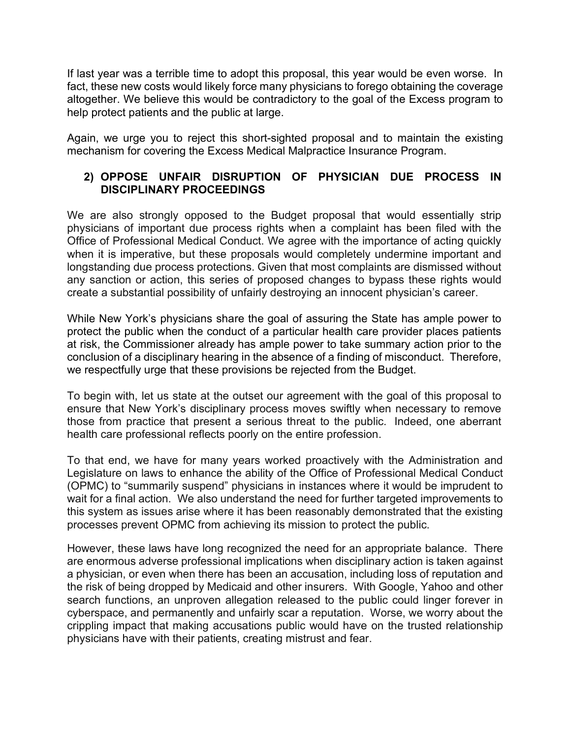If last year was a terrible time to adopt this proposal, this year would be even worse. In fact, these new costs would likely force many physicians to forego obtaining the coverage altogether. We believe this would be contradictory to the goal of the Excess program to help protect patients and the public at large.

Again, we urge you to reject this short-sighted proposal and to maintain the existing mechanism for covering the Excess Medical Malpractice Insurance Program.

## 2) OPPOSE UNFAIR DISRUPTION OF PHYSICIAN DUE PROCESS IN DISCIPLINARY PROCEEDINGS

We are also strongly opposed to the Budget proposal that would essentially strip physicians of important due process rights when a complaint has been filed with the Office of Professional Medical Conduct. We agree with the importance of acting quickly when it is imperative, but these proposals would completely undermine important and longstanding due process protections. Given that most complaints are dismissed without any sanction or action, this series of proposed changes to bypass these rights would create a substantial possibility of unfairly destroying an innocent physician's career.

While New York's physicians share the goal of assuring the State has ample power to protect the public when the conduct of a particular health care provider places patients at risk, the Commissioner already has ample power to take summary action prior to the conclusion of a disciplinary hearing in the absence of a finding of misconduct. Therefore, we respectfully urge that these provisions be rejected from the Budget.

To begin with, let us state at the outset our agreement with the goal of this proposal to ensure that New York's disciplinary process moves swiftly when necessary to remove those from practice that present a serious threat to the public. Indeed, one aberrant health care professional reflects poorly on the entire profession.

To that end, we have for many years worked proactively with the Administration and Legislature on laws to enhance the ability of the Office of Professional Medical Conduct (OPMC) to "summarily suspend" physicians in instances where it would be imprudent to wait for a final action. We also understand the need for further targeted improvements to this system as issues arise where it has been reasonably demonstrated that the existing processes prevent OPMC from achieving its mission to protect the public.

However, these laws have long recognized the need for an appropriate balance. There are enormous adverse professional implications when disciplinary action is taken against a physician, or even when there has been an accusation, including loss of reputation and the risk of being dropped by Medicaid and other insurers. With Google, Yahoo and other search functions, an unproven allegation released to the public could linger forever in cyberspace, and permanently and unfairly scar a reputation. Worse, we worry about the crippling impact that making accusations public would have on the trusted relationship physicians have with their patients, creating mistrust and fear.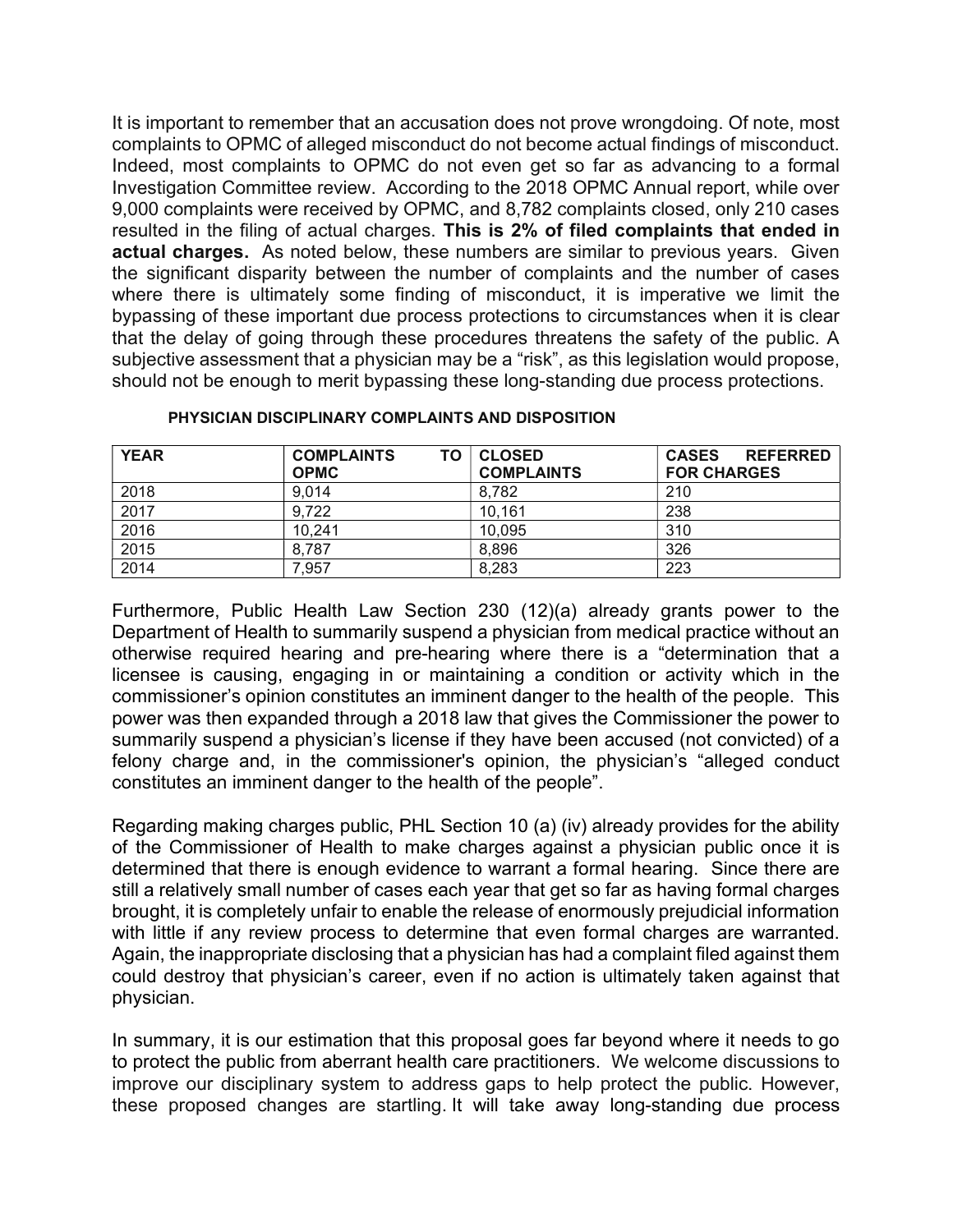It is important to remember that an accusation does not prove wrongdoing. Of note, most complaints to OPMC of alleged misconduct do not become actual findings of misconduct. Indeed, most complaints to OPMC do not even get so far as advancing to a formal Investigation Committee review. According to the 2018 OPMC Annual report, while over 9,000 complaints were received by OPMC, and 8,782 complaints closed, only 210 cases resulted in the filing of actual charges. **This is 2% of filed complaints that ended in actual charges.** As noted below, these numbers are similar to previous years. Given the significant disparity between the number of complaints and the number of cases where there is ultimately some finding of misconduct, it is imperative we limit the bypassing of these important due process protections to circumstances when it is clear that the delay of going through these procedures threatens the safety of the public. A subjective assessment that a physician may be a "risk", as this legislation would propose, should not be enough to merit bypassing these long-standing due process protections.

**PHYSICIAN DISCIPLINARY COMPLAINTS AND DISPOSITION**

| YEAR | COMPLAINTS TO OPMC | CLOSED COMPLAINTS | CASES REFERRED FOR CHARGES |
|---|---|---|---|
| 2018 | 9,014 | 8,782 | 210 |
| 2017 | 9,722 | 10,161 | 238 |
| 2016 | 10,241 | 10,095 | 310 |
| 2015 | 8,787 | 8,896 | 326 |
| 2014 | 7,957 | 8,283 | 223 |

Furthermore, Public Health Law Section 230 (12)(a) already grants power to the Department of Health to summarily suspend a physician from medical practice without an otherwise required hearing and pre-hearing where there is a "determination that a licensee is causing, engaging in or maintaining a condition or activity which in the commissioner's opinion constitutes an imminent danger to the health of the people. This power was then expanded through a 2018 law that gives the Commissioner the power to summarily suspend a physician's license if they have been accused (not convicted) of a felony charge and, in the commissioner's opinion, the physician's "alleged conduct constitutes an imminent danger to the health of the people".

Regarding making charges public, PHL Section 10 (a) (iv) already provides for the ability of the Commissioner of Health to make charges against a physician public once it is determined that there is enough evidence to warrant a formal hearing. Since there are still a relatively small number of cases each year that get so far as having formal charges brought, it is completely unfair to enable the release of enormously prejudicial information with little if any review process to determine that even formal charges are warranted. Again, the inappropriate disclosing that a physician has had a complaint filed against them could destroy that physician's career, even if no action is ultimately taken against that physician.

In summary, it is our estimation that this proposal goes far beyond where it needs to go to protect the public from aberrant health care practitioners. We welcome discussions to improve our disciplinary system to address gaps to help protect the public. However, these proposed changes are startling. It will take away long-standing due process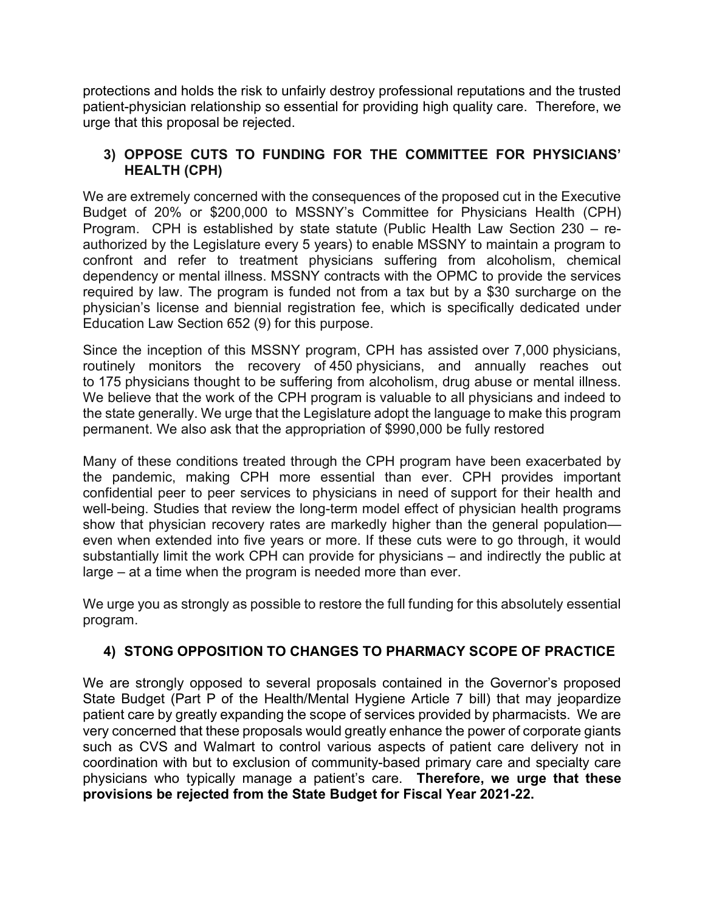protections and holds the risk to unfairly destroy professional reputations and the trusted patient-physician relationship so essential for providing high quality care. Therefore, we urge that this proposal be rejected.

### 3) OPPOSE CUTS TO FUNDING FOR THE COMMITTEE FOR PHYSICIANS' HEALTH (CPH)

We are extremely concerned with the consequences of the proposed cut in the Executive Budget of 20% or $200,000 to MSSNY's Committee for Physicians Health (CPH) Program. CPH is established by state statute (Public Health Law Section 230 – re-authorized by the Legislature every 5 years) to enable MSSNY to maintain a program to confront and refer to treatment physicians suffering from alcoholism, chemical dependency or mental illness. MSSNY contracts with the OPMC to provide the services required by law. The program is funded not from a tax but by a $30 surcharge on the physician's license and biennial registration fee, which is specifically dedicated under Education Law Section 652 (9) for this purpose.

Since the inception of this MSSNY program, CPH has assisted over 7,000 physicians, routinely monitors the recovery of 450 physicians, and annually reaches out to 175 physicians thought to be suffering from alcoholism, drug abuse or mental illness. We believe that the work of the CPH program is valuable to all physicians and indeed to the state generally. We urge that the Legislature adopt the language to make this program permanent. We also ask that the appropriation of $990,000 be fully restored

Many of these conditions treated through the CPH program have been exacerbated by the pandemic, making CPH more essential than ever. CPH provides important confidential peer to peer services to physicians in need of support for their health and well-being. Studies that review the long-term model effect of physician health programs show that physician recovery rates are markedly higher than the general population—even when extended into five years or more. If these cuts were to go through, it would substantially limit the work CPH can provide for physicians – and indirectly the public at large – at a time when the program is needed more than ever.

We urge you as strongly as possible to restore the full funding for this absolutely essential program.

### 4) STONG OPPOSITION TO CHANGES TO PHARMACY SCOPE OF PRACTICE

We are strongly opposed to several proposals contained in the Governor's proposed State Budget (Part P of the Health/Mental Hygiene Article 7 bill) that may jeopardize patient care by greatly expanding the scope of services provided by pharmacists. We are very concerned that these proposals would greatly enhance the power of corporate giants such as CVS and Walmart to control various aspects of patient care delivery not in coordination with but to exclusion of community-based primary care and specialty care physicians who typically manage a patient's care. **Therefore, we urge that these provisions be rejected from the State Budget for Fiscal Year 2021-22.**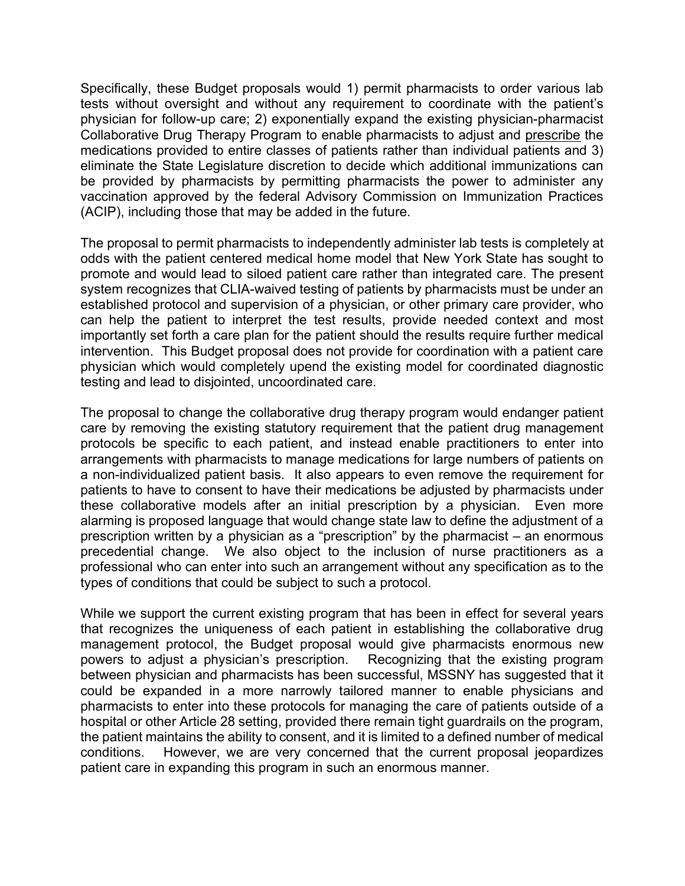Specifically, these Budget proposals would 1) permit pharmacists to order various lab tests without oversight and without any requirement to coordinate with the patient's physician for follow-up care; 2) exponentially expand the existing physician-pharmacist Collaborative Drug Therapy Program to enable pharmacists to adjust and prescribe the medications provided to entire classes of patients rather than individual patients and 3) eliminate the State Legislature discretion to decide which additional immunizations can be provided by pharmacists by permitting pharmacists the power to administer any vaccination approved by the federal Advisory Commission on Immunization Practices (ACIP), including those that may be added in the future.

The proposal to permit pharmacists to independently administer lab tests is completely at odds with the patient centered medical home model that New York State has sought to promote and would lead to siloed patient care rather than integrated care. The present system recognizes that CLIA-waived testing of patients by pharmacists must be under an established protocol and supervision of a physician, or other primary care provider, who can help the patient to interpret the test results, provide needed context and most importantly set forth a care plan for the patient should the results require further medical intervention. This Budget proposal does not provide for coordination with a patient care physician which would completely upend the existing model for coordinated diagnostic testing and lead to disjointed, uncoordinated care.

The proposal to change the collaborative drug therapy program would endanger patient care by removing the existing statutory requirement that the patient drug management protocols be specific to each patient, and instead enable practitioners to enter into arrangements with pharmacists to manage medications for large numbers of patients on a non-individualized patient basis. It also appears to even remove the requirement for patients to have to consent to have their medications be adjusted by pharmacists under these collaborative models after an initial prescription by a physician. Even more alarming is proposed language that would change state law to define the adjustment of a prescription written by a physician as a "prescription" by the pharmacist – an enormous precedential change. We also object to the inclusion of nurse practitioners as a professional who can enter into such an arrangement without any specification as to the types of conditions that could be subject to such a protocol.

While we support the current existing program that has been in effect for several years that recognizes the uniqueness of each patient in establishing the collaborative drug management protocol, the Budget proposal would give pharmacists enormous new powers to adjust a physician's prescription. Recognizing that the existing program between physician and pharmacists has been successful, MSSNY has suggested that it could be expanded in a more narrowly tailored manner to enable physicians and pharmacists to enter into these protocols for managing the care of patients outside of a hospital or other Article 28 setting, provided there remain tight guardrails on the program, the patient maintains the ability to consent, and it is limited to a defined number of medical conditions. However, we are very concerned that the current proposal jeopardizes patient care in expanding this program in such an enormous manner.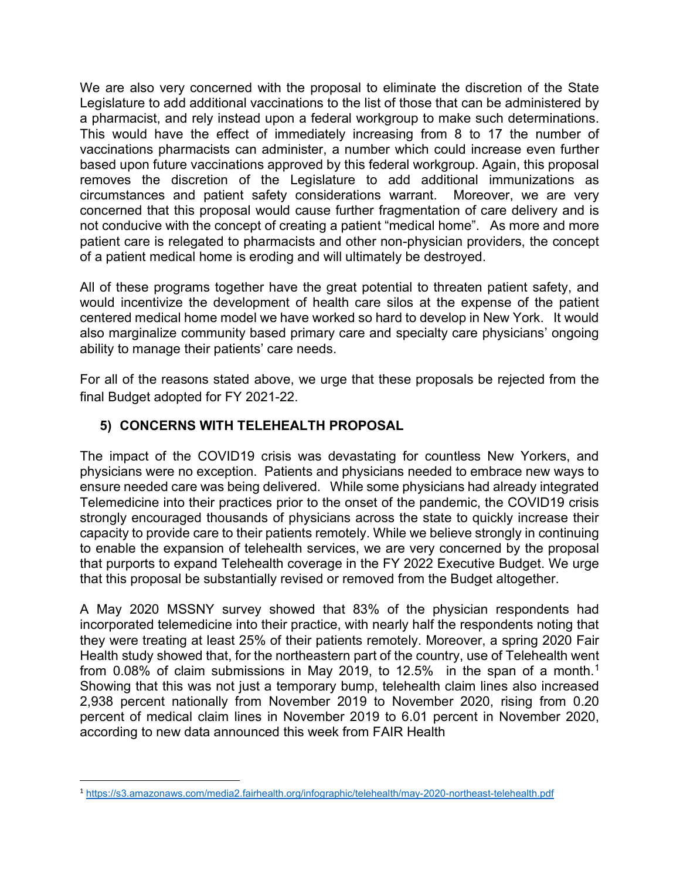We are also very concerned with the proposal to eliminate the discretion of the State Legislature to add additional vaccinations to the list of those that can be administered by a pharmacist, and rely instead upon a federal workgroup to make such determinations. This would have the effect of immediately increasing from 8 to 17 the number of vaccinations pharmacists can administer, a number which could increase even further based upon future vaccinations approved by this federal workgroup. Again, this proposal removes the discretion of the Legislature to add additional immunizations as circumstances and patient safety considerations warrant. Moreover, we are very concerned that this proposal would cause further fragmentation of care delivery and is not conducive with the concept of creating a patient "medical home". As more and more patient care is relegated to pharmacists and other non-physician providers, the concept of a patient medical home is eroding and will ultimately be destroyed.

All of these programs together have the great potential to threaten patient safety, and would incentivize the development of health care silos at the expense of the patient centered medical home model we have worked so hard to develop in New York. It would also marginalize community based primary care and specialty care physicians' ongoing ability to manage their patients' care needs.

For all of the reasons stated above, we urge that these proposals be rejected from the final Budget adopted for FY 2021-22.

## 5) CONCERNS WITH TELEHEALTH PROPOSAL

The impact of the COVID19 crisis was devastating for countless New Yorkers, and physicians were no exception. Patients and physicians needed to embrace new ways to ensure needed care was being delivered. While some physicians had already integrated Telemedicine into their practices prior to the onset of the pandemic, the COVID19 crisis strongly encouraged thousands of physicians across the state to quickly increase their capacity to provide care to their patients remotely. While we believe strongly in continuing to enable the expansion of telehealth services, we are very concerned by the proposal that purports to expand Telehealth coverage in the FY 2022 Executive Budget. We urge that this proposal be substantially revised or removed from the Budget altogether.

A May 2020 MSSNY survey showed that 83% of the physician respondents had incorporated telemedicine into their practice, with nearly half the respondents noting that they were treating at least 25% of their patients remotely. Moreover, a spring 2020 Fair Health study showed that, for the northeastern part of the country, use of Telehealth went from 0.08% of claim submissions in May 2019, to 12.5% in the span of a month.[1] Showing that this was not just a temporary bump, telehealth claim lines also increased 2,938 percent nationally from November 2019 to November 2020, rising from 0.20 percent of medical claim lines in November 2019 to 6.01 percent in November 2020, according to new data announced this week from FAIR Health

---

[1] https://s3.amazonaws.com/media2.fairhealth.org/infographic/telehealth/may-2020-northeast-telehealth.pdf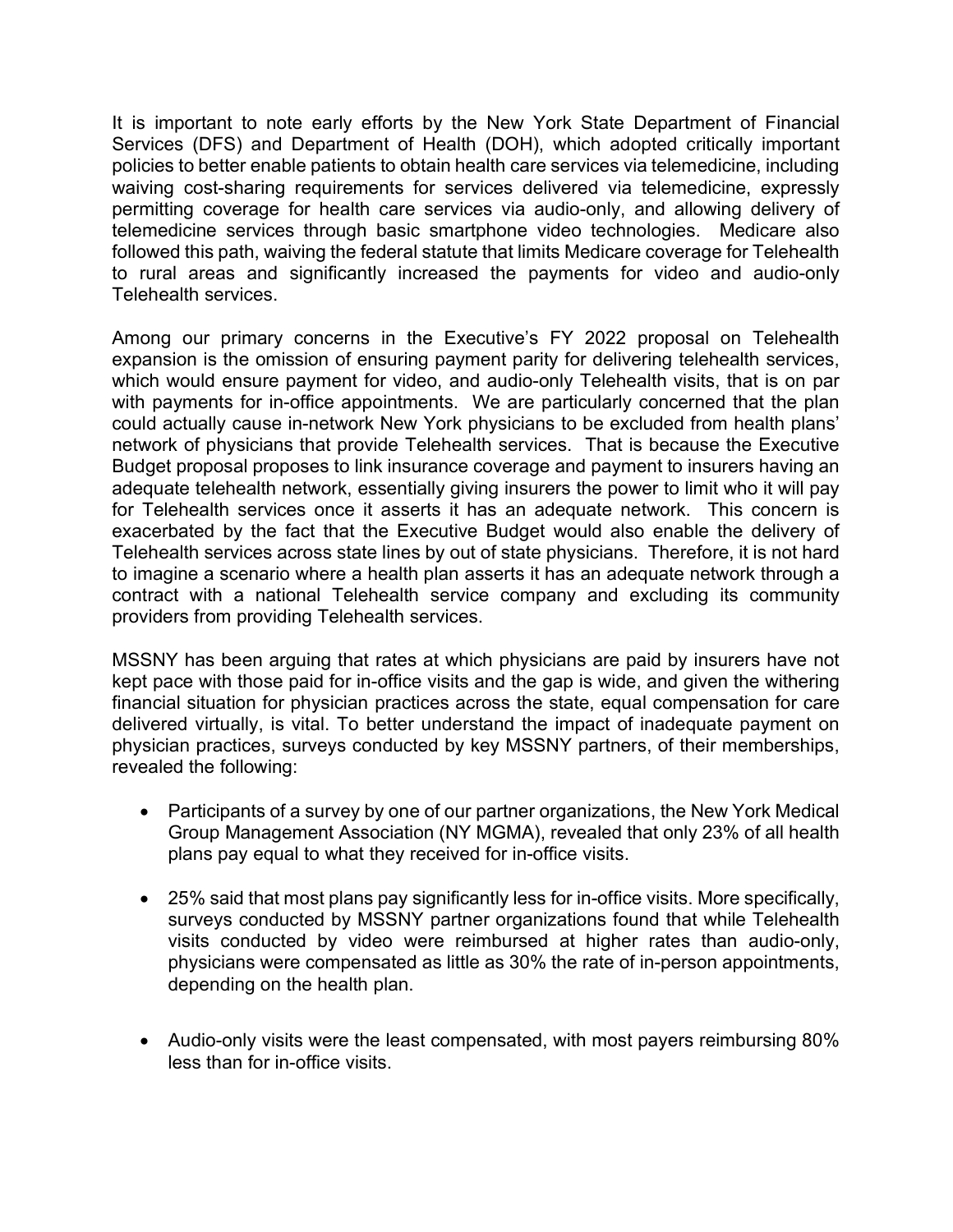It is important to note early efforts by the New York State Department of Financial Services (DFS) and Department of Health (DOH), which adopted critically important policies to better enable patients to obtain health care services via telemedicine, including waiving cost-sharing requirements for services delivered via telemedicine, expressly permitting coverage for health care services via audio-only, and allowing delivery of telemedicine services through basic smartphone video technologies. Medicare also followed this path, waiving the federal statute that limits Medicare coverage for Telehealth to rural areas and significantly increased the payments for video and audio-only Telehealth services.

Among our primary concerns in the Executive's FY 2022 proposal on Telehealth expansion is the omission of ensuring payment parity for delivering telehealth services, which would ensure payment for video, and audio-only Telehealth visits, that is on par with payments for in-office appointments. We are particularly concerned that the plan could actually cause in-network New York physicians to be excluded from health plans' network of physicians that provide Telehealth services. That is because the Executive Budget proposal proposes to link insurance coverage and payment to insurers having an adequate telehealth network, essentially giving insurers the power to limit who it will pay for Telehealth services once it asserts it has an adequate network. This concern is exacerbated by the fact that the Executive Budget would also enable the delivery of Telehealth services across state lines by out of state physicians. Therefore, it is not hard to imagine a scenario where a health plan asserts it has an adequate network through a contract with a national Telehealth service company and excluding its community providers from providing Telehealth services.

MSSNY has been arguing that rates at which physicians are paid by insurers have not kept pace with those paid for in-office visits and the gap is wide, and given the withering financial situation for physician practices across the state, equal compensation for care delivered virtually, is vital. To better understand the impact of inadequate payment on physician practices, surveys conducted by key MSSNY partners, of their memberships, revealed the following:

- Participants of a survey by one of our partner organizations, the New York Medical Group Management Association (NY MGMA), revealed that only 23% of all health plans pay equal to what they received for in-office visits.

- 25% said that most plans pay significantly less for in-office visits. More specifically, surveys conducted by MSSNY partner organizations found that while Telehealth visits conducted by video were reimbursed at higher rates than audio-only, physicians were compensated as little as 30% the rate of in-person appointments, depending on the health plan.

- Audio-only visits were the least compensated, with most payers reimbursing 80% less than for in-office visits.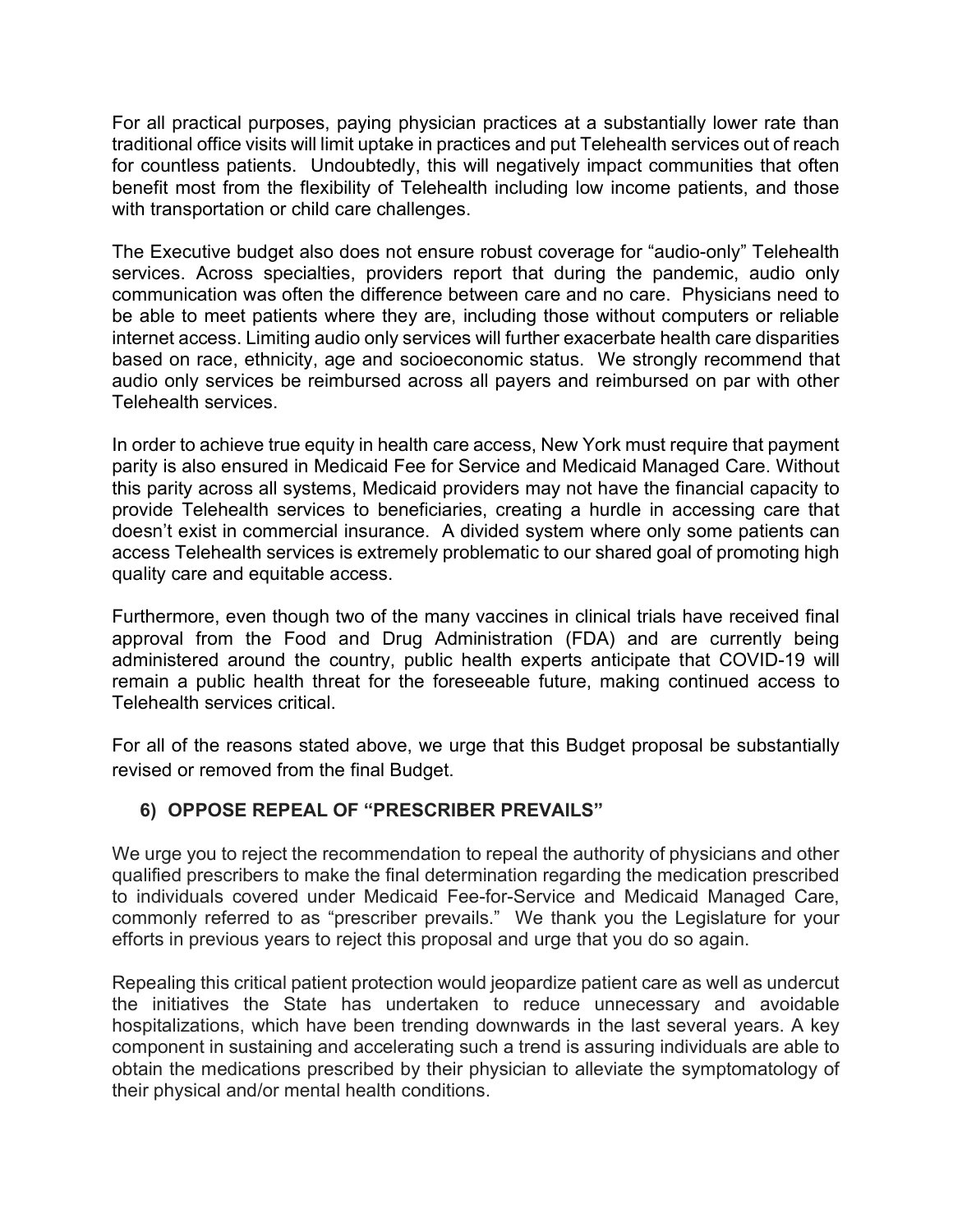For all practical purposes, paying physician practices at a substantially lower rate than traditional office visits will limit uptake in practices and put Telehealth services out of reach for countless patients. Undoubtedly, this will negatively impact communities that often benefit most from the flexibility of Telehealth including low income patients, and those with transportation or child care challenges.

The Executive budget also does not ensure robust coverage for "audio-only" Telehealth services. Across specialties, providers report that during the pandemic, audio only communication was often the difference between care and no care. Physicians need to be able to meet patients where they are, including those without computers or reliable internet access. Limiting audio only services will further exacerbate health care disparities based on race, ethnicity, age and socioeconomic status. We strongly recommend that audio only services be reimbursed across all payers and reimbursed on par with other Telehealth services.

In order to achieve true equity in health care access, New York must require that payment parity is also ensured in Medicaid Fee for Service and Medicaid Managed Care. Without this parity across all systems, Medicaid providers may not have the financial capacity to provide Telehealth services to beneficiaries, creating a hurdle in accessing care that doesn't exist in commercial insurance. A divided system where only some patients can access Telehealth services is extremely problematic to our shared goal of promoting high quality care and equitable access.

Furthermore, even though two of the many vaccines in clinical trials have received final approval from the Food and Drug Administration (FDA) and are currently being administered around the country, public health experts anticipate that COVID-19 will remain a public health threat for the foreseeable future, making continued access to Telehealth services critical.

For all of the reasons stated above, we urge that this Budget proposal be substantially revised or removed from the final Budget.

## 6) OPPOSE REPEAL OF "PRESCRIBER PREVAILS"

We urge you to reject the recommendation to repeal the authority of physicians and other qualified prescribers to make the final determination regarding the medication prescribed to individuals covered under Medicaid Fee-for-Service and Medicaid Managed Care, commonly referred to as "prescriber prevails." We thank you the Legislature for your efforts in previous years to reject this proposal and urge that you do so again.

Repealing this critical patient protection would jeopardize patient care as well as undercut the initiatives the State has undertaken to reduce unnecessary and avoidable hospitalizations, which have been trending downwards in the last several years. A key component in sustaining and accelerating such a trend is assuring individuals are able to obtain the medications prescribed by their physician to alleviate the symptomatology of their physical and/or mental health conditions.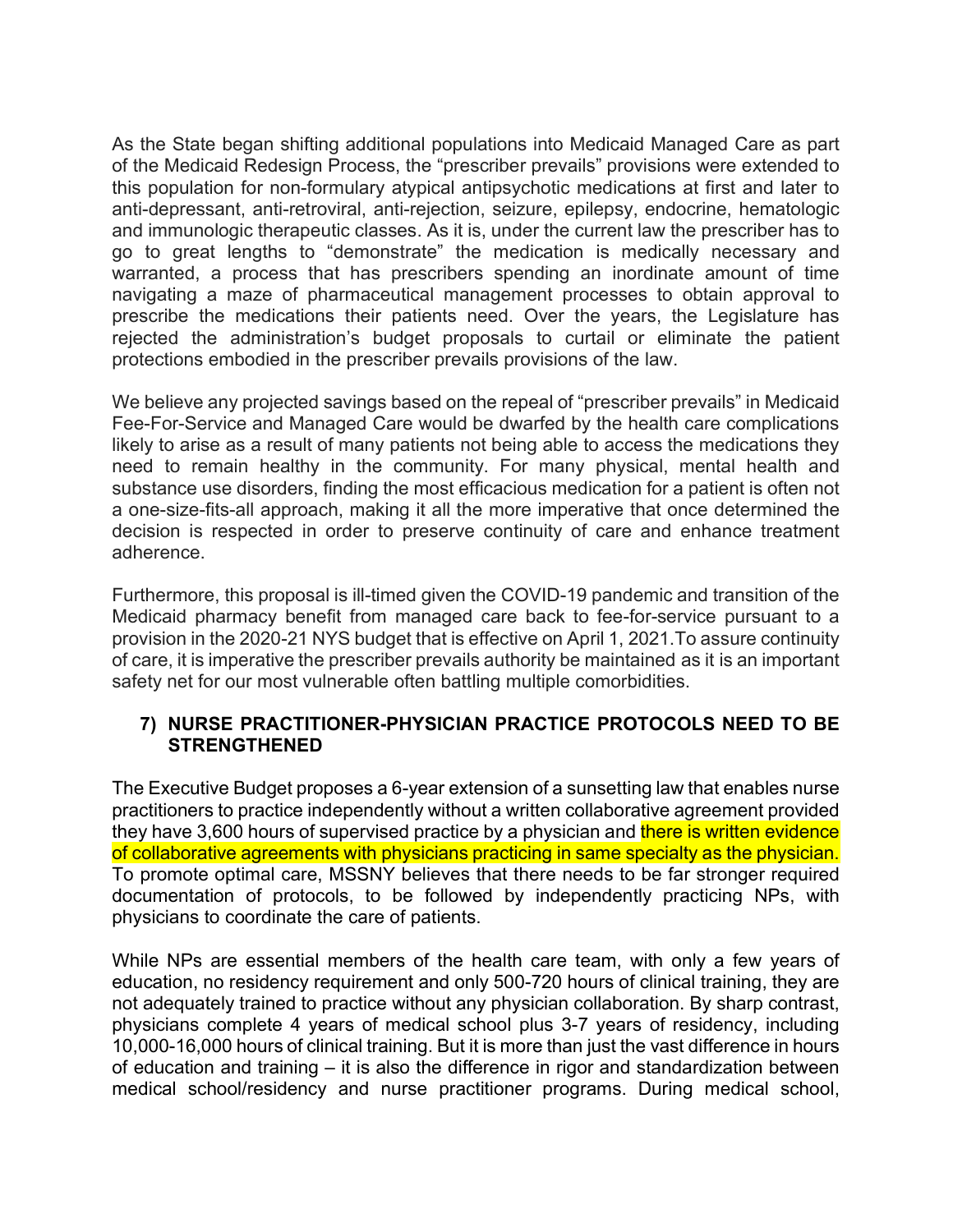As the State began shifting additional populations into Medicaid Managed Care as part of the Medicaid Redesign Process, the "prescriber prevails" provisions were extended to this population for non-formulary atypical antipsychotic medications at first and later to anti-depressant, anti-retroviral, anti-rejection, seizure, epilepsy, endocrine, hematologic and immunologic therapeutic classes. As it is, under the current law the prescriber has to go to great lengths to "demonstrate" the medication is medically necessary and warranted, a process that has prescribers spending an inordinate amount of time navigating a maze of pharmaceutical management processes to obtain approval to prescribe the medications their patients need. Over the years, the Legislature has rejected the administration's budget proposals to curtail or eliminate the patient protections embodied in the prescriber prevails provisions of the law.

We believe any projected savings based on the repeal of "prescriber prevails" in Medicaid Fee-For-Service and Managed Care would be dwarfed by the health care complications likely to arise as a result of many patients not being able to access the medications they need to remain healthy in the community. For many physical, mental health and substance use disorders, finding the most efficacious medication for a patient is often not a one-size-fits-all approach, making it all the more imperative that once determined the decision is respected in order to preserve continuity of care and enhance treatment adherence.

Furthermore, this proposal is ill-timed given the COVID-19 pandemic and transition of the Medicaid pharmacy benefit from managed care back to fee-for-service pursuant to a provision in the 2020-21 NYS budget that is effective on April 1, 2021.To assure continuity of care, it is imperative the prescriber prevails authority be maintained as it is an important safety net for our most vulnerable often battling multiple comorbidities.

### 7) NURSE PRACTITIONER-PHYSICIAN PRACTICE PROTOCOLS NEED TO BE STRENGTHENED

The Executive Budget proposes a 6-year extension of a sunsetting law that enables nurse practitioners to practice independently without a written collaborative agreement provided they have 3,600 hours of supervised practice by a physician and there is written evidence of collaborative agreements with physicians practicing in same specialty as the physician. To promote optimal care, MSSNY believes that there needs to be far stronger required documentation of protocols, to be followed by independently practicing NPs, with physicians to coordinate the care of patients.

While NPs are essential members of the health care team, with only a few years of education, no residency requirement and only 500-720 hours of clinical training, they are not adequately trained to practice without any physician collaboration. By sharp contrast, physicians complete 4 years of medical school plus 3-7 years of residency, including 10,000-16,000 hours of clinical training. But it is more than just the vast difference in hours of education and training – it is also the difference in rigor and standardization between medical school/residency and nurse practitioner programs. During medical school,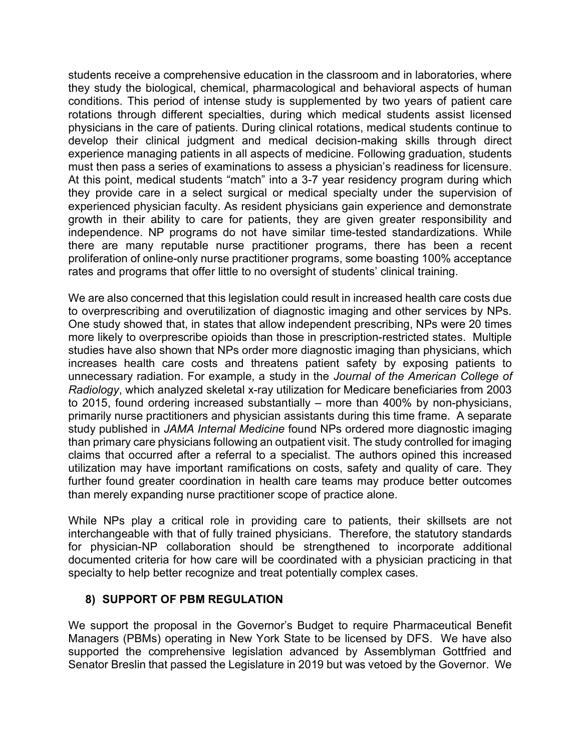students receive a comprehensive education in the classroom and in laboratories, where they study the biological, chemical, pharmacological and behavioral aspects of human conditions. This period of intense study is supplemented by two years of patient care rotations through different specialties, during which medical students assist licensed physicians in the care of patients. During clinical rotations, medical students continue to develop their clinical judgment and medical decision-making skills through direct experience managing patients in all aspects of medicine. Following graduation, students must then pass a series of examinations to assess a physician's readiness for licensure. At this point, medical students "match" into a 3-7 year residency program during which they provide care in a select surgical or medical specialty under the supervision of experienced physician faculty. As resident physicians gain experience and demonstrate growth in their ability to care for patients, they are given greater responsibility and independence. NP programs do not have similar time-tested standardizations. While there are many reputable nurse practitioner programs, there has been a recent proliferation of online-only nurse practitioner programs, some boasting 100% acceptance rates and programs that offer little to no oversight of students' clinical training.

We are also concerned that this legislation could result in increased health care costs due to overprescribing and overutilization of diagnostic imaging and other services by NPs. One study showed that, in states that allow independent prescribing, NPs were 20 times more likely to overprescribe opioids than those in prescription-restricted states. Multiple studies have also shown that NPs order more diagnostic imaging than physicians, which increases health care costs and threatens patient safety by exposing patients to unnecessary radiation. For example, a study in the *Journal of the American College of Radiology*, which analyzed skeletal x-ray utilization for Medicare beneficiaries from 2003 to 2015, found ordering increased substantially – more than 400% by non-physicians, primarily nurse practitioners and physician assistants during this time frame. A separate study published in *JAMA Internal Medicine* found NPs ordered more diagnostic imaging than primary care physicians following an outpatient visit. The study controlled for imaging claims that occurred after a referral to a specialist. The authors opined this increased utilization may have important ramifications on costs, safety and quality of care. They further found greater coordination in health care teams may produce better outcomes than merely expanding nurse practitioner scope of practice alone.

While NPs play a critical role in providing care to patients, their skillsets are not interchangeable with that of fully trained physicians. Therefore, the statutory standards for physician-NP collaboration should be strengthened to incorporate additional documented criteria for how care will be coordinated with a physician practicing in that specialty to help better recognize and treat potentially complex cases.

## 8) SUPPORT OF PBM REGULATION

We support the proposal in the Governor's Budget to require Pharmaceutical Benefit Managers (PBMs) operating in New York State to be licensed by DFS. We have also supported the comprehensive legislation advanced by Assemblyman Gottfried and Senator Breslin that passed the Legislature in 2019 but was vetoed by the Governor. We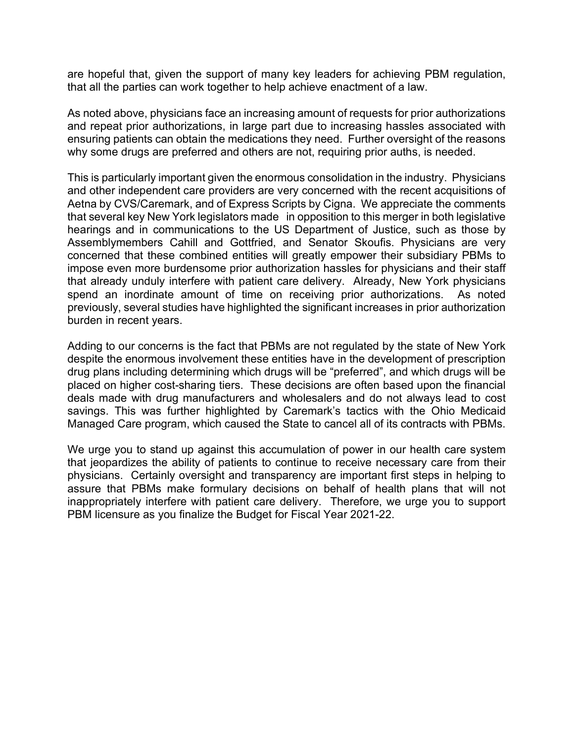are hopeful that, given the support of many key leaders for achieving PBM regulation, that all the parties can work together to help achieve enactment of a law.

As noted above, physicians face an increasing amount of requests for prior authorizations and repeat prior authorizations, in large part due to increasing hassles associated with ensuring patients can obtain the medications they need. Further oversight of the reasons why some drugs are preferred and others are not, requiring prior auths, is needed.

This is particularly important given the enormous consolidation in the industry. Physicians and other independent care providers are very concerned with the recent acquisitions of Aetna by CVS/Caremark, and of Express Scripts by Cigna. We appreciate the comments that several key New York legislators made in opposition to this merger in both legislative hearings and in communications to the US Department of Justice, such as those by Assemblymembers Cahill and Gottfried, and Senator Skoufis. Physicians are very concerned that these combined entities will greatly empower their subsidiary PBMs to impose even more burdensome prior authorization hassles for physicians and their staff that already unduly interfere with patient care delivery. Already, New York physicians spend an inordinate amount of time on receiving prior authorizations. As noted previously, several studies have highlighted the significant increases in prior authorization burden in recent years.

Adding to our concerns is the fact that PBMs are not regulated by the state of New York despite the enormous involvement these entities have in the development of prescription drug plans including determining which drugs will be "preferred", and which drugs will be placed on higher cost-sharing tiers. These decisions are often based upon the financial deals made with drug manufacturers and wholesalers and do not always lead to cost savings. This was further highlighted by Caremark's tactics with the Ohio Medicaid Managed Care program, which caused the State to cancel all of its contracts with PBMs.

We urge you to stand up against this accumulation of power in our health care system that jeopardizes the ability of patients to continue to receive necessary care from their physicians. Certainly oversight and transparency are important first steps in helping to assure that PBMs make formulary decisions on behalf of health plans that will not inappropriately interfere with patient care delivery. Therefore, we urge you to support PBM licensure as you finalize the Budget for Fiscal Year 2021-22.